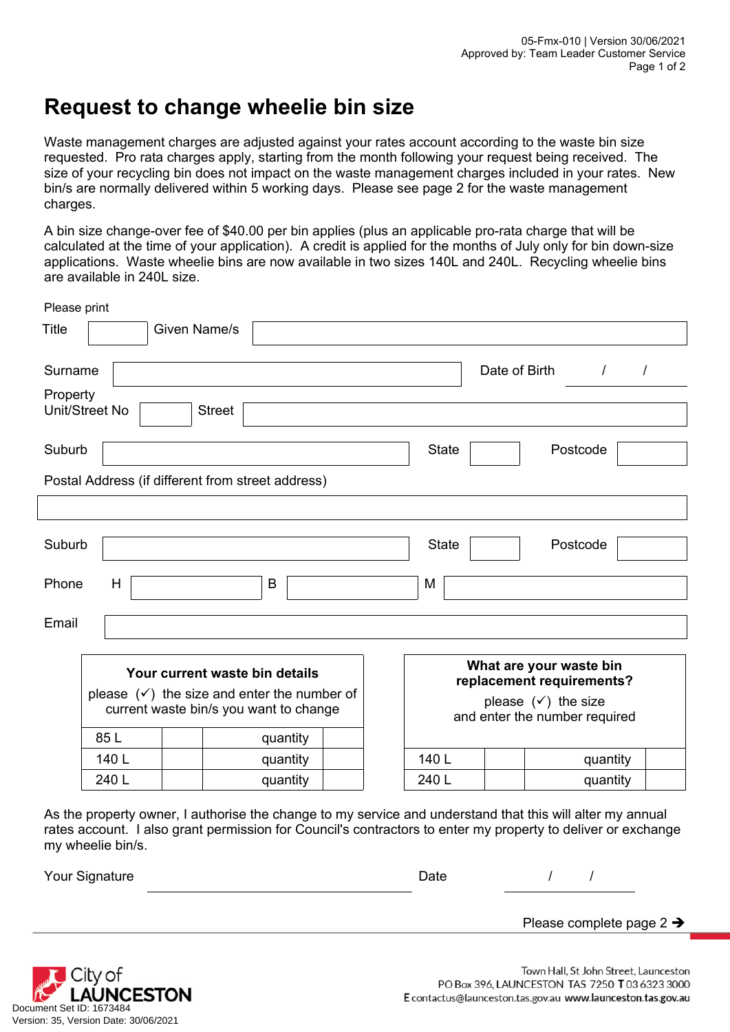# Request to change wheelie bin size

Waste management charges are adjusted against your rates account according to the waste bin size requested. Pro rata charges apply, starting from the month following your request being received. The size of your recycling bin does not impact on the waste management charges included in your rates. New bin/s are normally delivered within 5 working days. Please see page 2 for the waste management charges.

A bin size change-over fee of $40.00 per bin applies (plus an applicable pro-rata charge that will be calculated at the time of your application). A credit is applied for the months of July only for bin down-size applications. Waste wheelie bins are now available in two sizes 140L and 240L. Recycling wheelie bins are available in 240L size.

Please print

Title ________ Given Name/s ____________________

Surname ____________________ Date of Birth ___ / ___ / ___

Property Unit/Street No ________ Street ____________________

Suburb ____________________ State ________ Postcode ________

Postal Address (if different from street address)

____________________

Suburb ____________________ State ________ Postcode ________

Phone H ________ B ________ M ________

Email ____________________

**Your current waste bin details**

please (✓) the size and enter the number of current waste bin/s you want to change

| Size | ✓ | | Quantity |
|---|---|---|---|
| 85 L | | quantity | |
| 140 L | | quantity | |
| 240 L | | quantity | |

**What are your waste bin replacement requirements?**

please (✓) the size and enter the number required

| Size | ✓ | | Quantity |
|---|---|---|---|
| 140 L | | quantity | |
| 240 L | | quantity | |

As the property owner, I authorise the change to my service and understand that this will alter my annual rates account. I also grant permission for Council's contractors to enter my property to deliver or exchange my wheelie bin/s.

Your Signature ____________________ Date ___ / ___ / ___

Please complete page 2 ➔

City of LAUNCESTON

Town Hall, St John Street, Launceston
PO Box 396, LAUNCESTON TAS 7250 **T** 03 6323 3000
**E** contactus@launceston.tas.gov.au **www.launceston.tas.gov.au**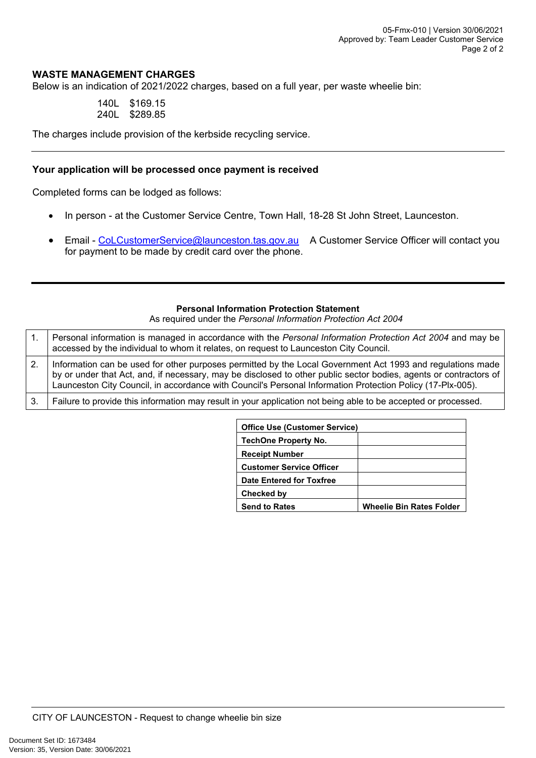## WASTE MANAGEMENT CHARGES

Below is an indication of 2021/2022 charges, based on a full year, per waste wheelie bin:

140L $169.15
240L $289.85

The charges include provision of the kerbside recycling service.

---

**Your application will be processed once payment is received**

Completed forms can be lodged as follows:

- In person - at the Customer Service Centre, Town Hall, 18-28 St John Street, Launceston.
- Email - CoLCustomerService@launceston.tas.gov.au A Customer Service Officer will contact you for payment to be made by credit card over the phone.

---

**Personal Information Protection Statement**

As required under the *Personal Information Protection Act 2004*

| | |
|---|---|
| 1. | Personal information is managed in accordance with the *Personal Information Protection Act 2004* and may be accessed by the individual to whom it relates, on request to Launceston City Council. |
| 2. | Information can be used for other purposes permitted by the Local Government Act 1993 and regulations made by or under that Act, and, if necessary, may be disclosed to other public sector bodies, agents or contractors of Launceston City Council, in accordance with Council's Personal Information Protection Policy (17-Plx-005). |
| 3. | Failure to provide this information may result in your application not being able to be accepted or processed. |

| Office Use (Customer Service) | |
|---|---|
| TechOne Property No. | |
| Receipt Number | |
| Customer Service Officer | |
| Date Entered for Toxfree | |
| Checked by | |
| Send to Rates | Wheelie Bin Rates Folder |